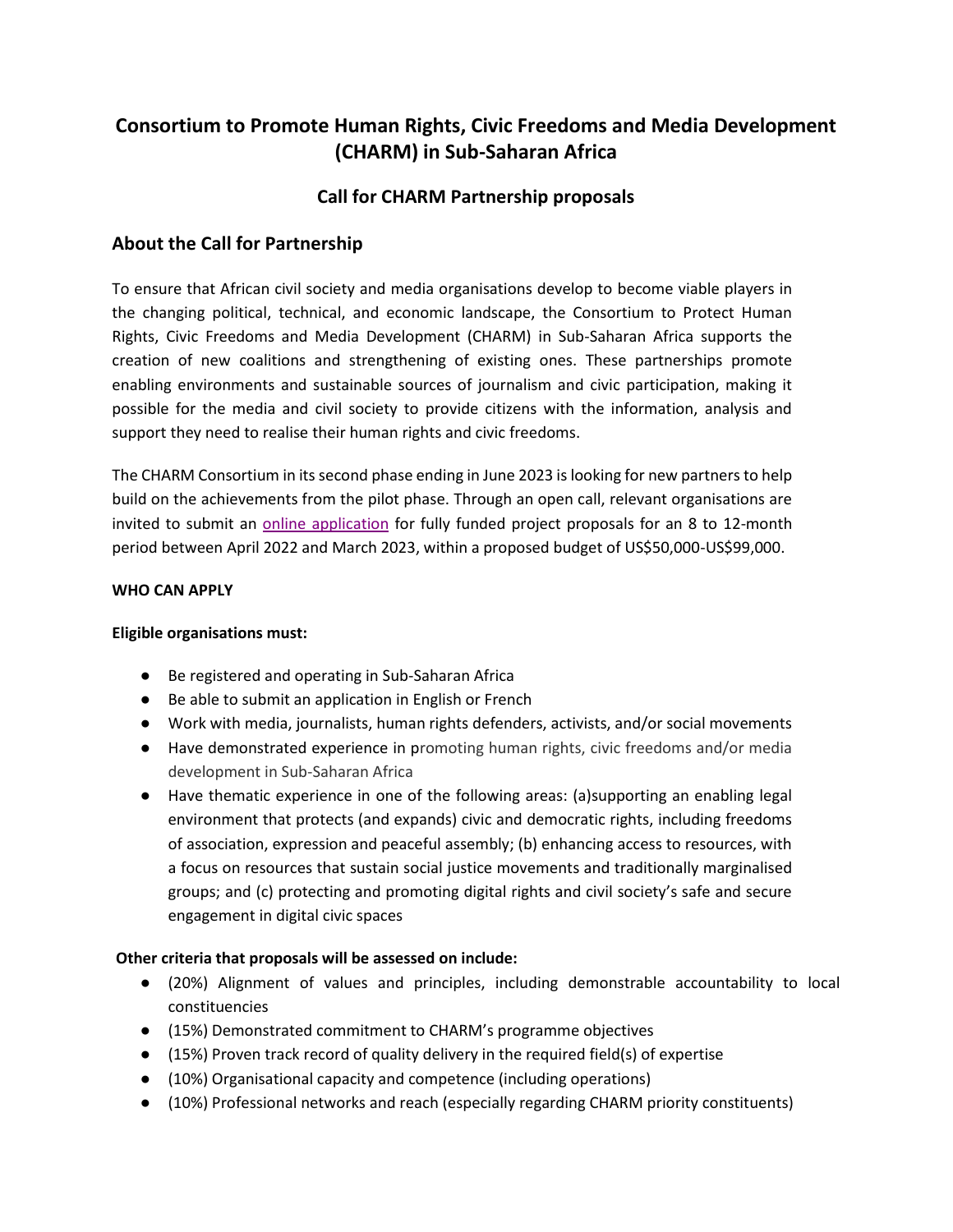# Consortium to Promote Human Rights, Civic Freedoms and Media Development (CHARM) in Sub-Saharan Africa

## Call for CHARM Partnership proposals

## About the Call for Partnership

To ensure that African civil society and media organisations develop to become viable players in the changing political, technical, and economic landscape, the Consortium to Protect Human Rights, Civic Freedoms and Media Development (CHARM) in Sub-Saharan Africa supports the creation of new coalitions and strengthening of existing ones. These partnerships promote enabling environments and sustainable sources of journalism and civic participation, making it possible for the media and civil society to provide citizens with the information, analysis and support they need to realise their human rights and civic freedoms.

The CHARM Consortium in its second phase ending in June 2023 is looking for new partners to help build on the achievements from the pilot phase. Through an open call, relevant organisations are invited to submit an online application for fully funded project proposals for an 8 to 12-month period between April 2022 and March 2023, within a proposed budget of US$50,000-US$99,000.

**WHO CAN APPLY**

**Eligible organisations must:**

- Be registered and operating in Sub-Saharan Africa
- Be able to submit an application in English or French
- Work with media, journalists, human rights defenders, activists, and/or social movements
- Have demonstrated experience in promoting human rights, civic freedoms and/or media development in Sub-Saharan Africa
- Have thematic experience in one of the following areas: (a)supporting an enabling legal environment that protects (and expands) civic and democratic rights, including freedoms of association, expression and peaceful assembly; (b) enhancing access to resources, with a focus on resources that sustain social justice movements and traditionally marginalised groups; and (c) protecting and promoting digital rights and civil society's safe and secure engagement in digital civic spaces

**Other criteria that proposals will be assessed on include:**

- (20%) Alignment of values and principles, including demonstrable accountability to local constituencies
- (15%) Demonstrated commitment to CHARM's programme objectives
- (15%) Proven track record of quality delivery in the required field(s) of expertise
- (10%) Organisational capacity and competence (including operations)
- (10%) Professional networks and reach (especially regarding CHARM priority constituents)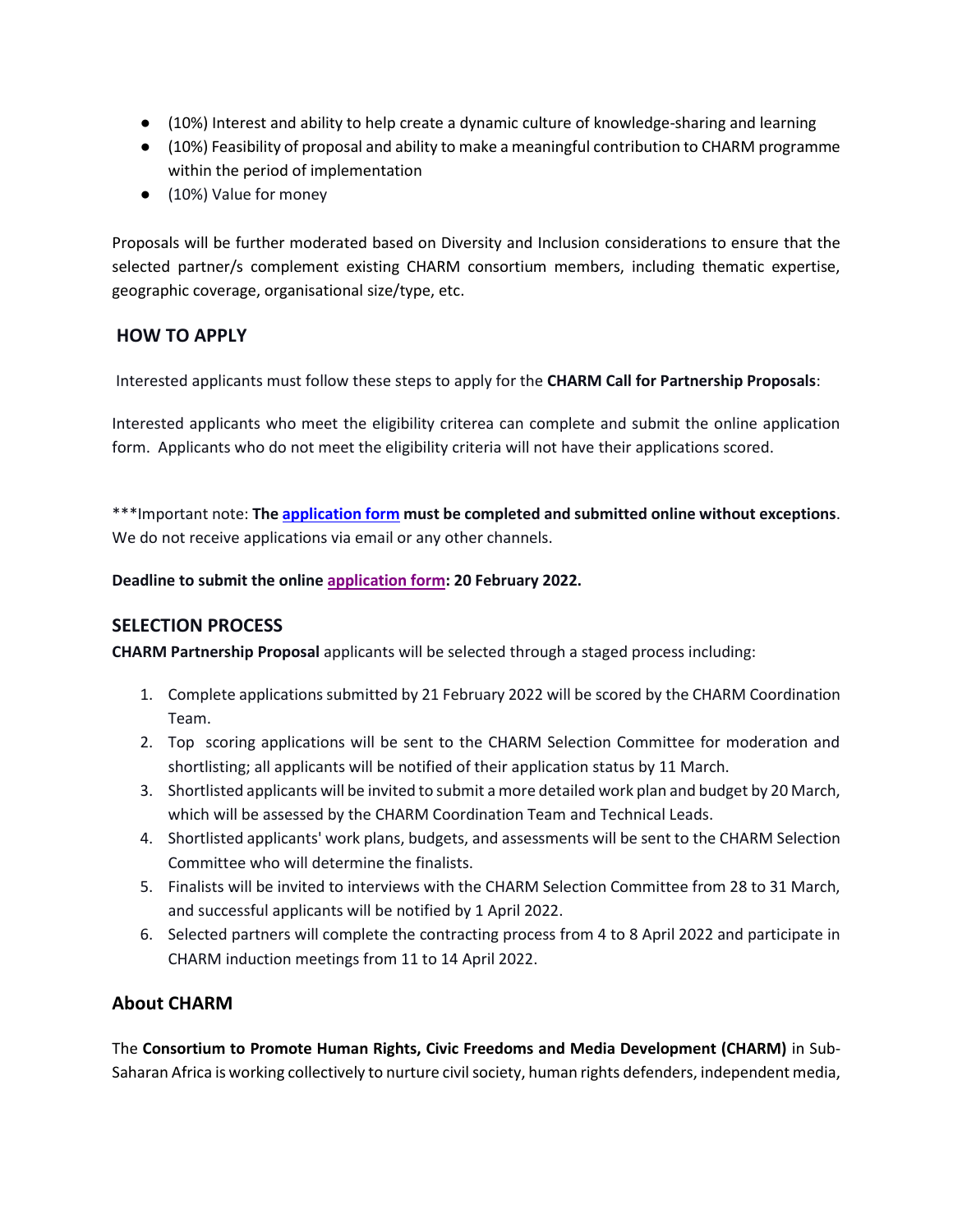- (10%) Interest and ability to help create a dynamic culture of knowledge-sharing and learning
- (10%) Feasibility of proposal and ability to make a meaningful contribution to CHARM programme within the period of implementation
- (10%) Value for money

Proposals will be further moderated based on Diversity and Inclusion considerations to ensure that the selected partner/s complement existing CHARM consortium members, including thematic expertise, geographic coverage, organisational size/type, etc.

## HOW TO APPLY

Interested applicants must follow these steps to apply for the **CHARM Call for Partnership Proposals**:

Interested applicants who meet the eligibility criterea can complete and submit the online application form. Applicants who do not meet the eligibility criteria will not have their applications scored.

***Important note: **The application form must be completed and submitted online without exceptions**. We do not receive applications via email or any other channels.

**Deadline to submit the online application form: 20 February 2022.**

## SELECTION PROCESS

**CHARM Partnership Proposal** applicants will be selected through a staged process including:

1. Complete applications submitted by 21 February 2022 will be scored by the CHARM Coordination Team.
2. Top scoring applications will be sent to the CHARM Selection Committee for moderation and shortlisting; all applicants will be notified of their application status by 11 March.
3. Shortlisted applicants will be invited to submit a more detailed work plan and budget by 20 March, which will be assessed by the CHARM Coordination Team and Technical Leads.
4. Shortlisted applicants' work plans, budgets, and assessments will be sent to the CHARM Selection Committee who will determine the finalists.
5. Finalists will be invited to interviews with the CHARM Selection Committee from 28 to 31 March, and successful applicants will be notified by 1 April 2022.
6. Selected partners will complete the contracting process from 4 to 8 April 2022 and participate in CHARM induction meetings from 11 to 14 April 2022.

## About CHARM

The **Consortium to Promote Human Rights, Civic Freedoms and Media Development (CHARM)** in Sub-Saharan Africa is working collectively to nurture civil society, human rights defenders, independent media,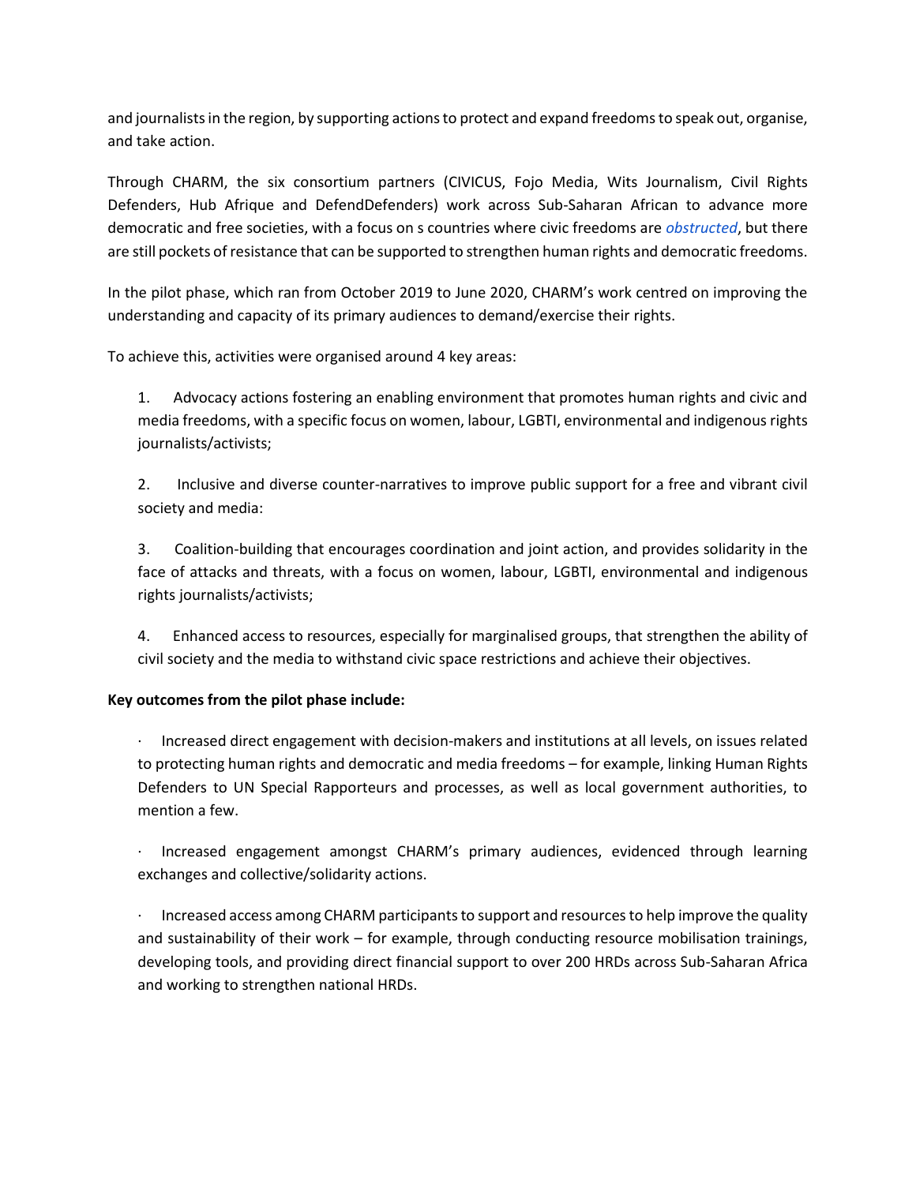and journalists in the region, by supporting actions to protect and expand freedoms to speak out, organise, and take action.

Through CHARM, the six consortium partners (CIVICUS, Fojo Media, Wits Journalism, Civil Rights Defenders, Hub Afrique and DefendDefenders) work across Sub-Saharan African to advance more democratic and free societies, with a focus on s countries where civic freedoms are *obstructed*, but there are still pockets of resistance that can be supported to strengthen human rights and democratic freedoms.

In the pilot phase, which ran from October 2019 to June 2020, CHARM's work centred on improving the understanding and capacity of its primary audiences to demand/exercise their rights.

To achieve this, activities were organised around 4 key areas:

1. Advocacy actions fostering an enabling environment that promotes human rights and civic and media freedoms, with a specific focus on women, labour, LGBTI, environmental and indigenous rights journalists/activists;

2. Inclusive and diverse counter-narratives to improve public support for a free and vibrant civil society and media:

3. Coalition-building that encourages coordination and joint action, and provides solidarity in the face of attacks and threats, with a focus on women, labour, LGBTI, environmental and indigenous rights journalists/activists;

4. Enhanced access to resources, especially for marginalised groups, that strengthen the ability of civil society and the media to withstand civic space restrictions and achieve their objectives.

**Key outcomes from the pilot phase include:**

- Increased direct engagement with decision-makers and institutions at all levels, on issues related to protecting human rights and democratic and media freedoms – for example, linking Human Rights Defenders to UN Special Rapporteurs and processes, as well as local government authorities, to mention a few.

- Increased engagement amongst CHARM's primary audiences, evidenced through learning exchanges and collective/solidarity actions.

- Increased access among CHARM participants to support and resources to help improve the quality and sustainability of their work – for example, through conducting resource mobilisation trainings, developing tools, and providing direct financial support to over 200 HRDs across Sub-Saharan Africa and working to strengthen national HRDs.